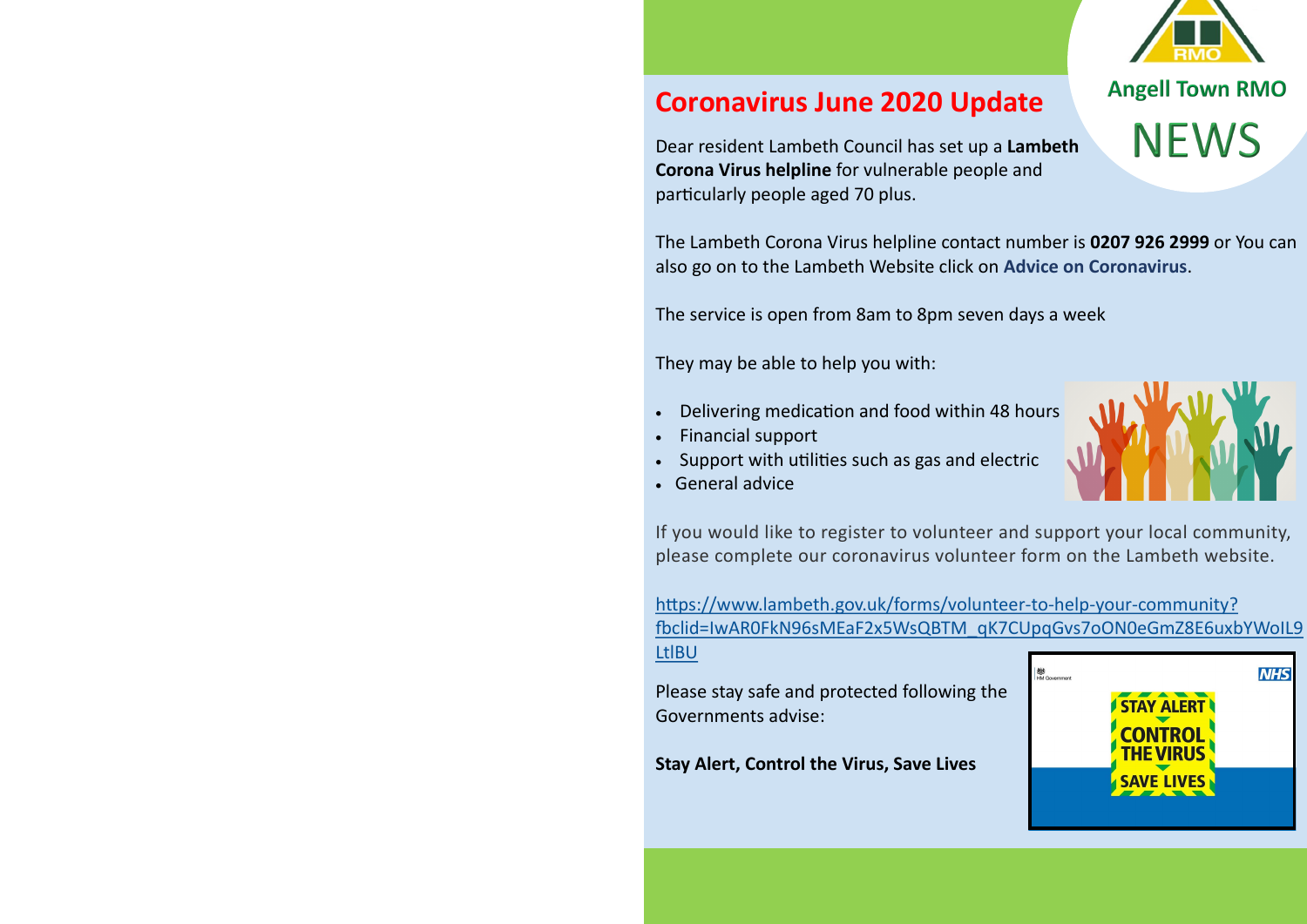Angell Town RMO

NEWS

# Coronavirus June 2020 Update

Dear resident Lambeth Council has set up a **Lambeth Corona Virus helpline** for vulnerable people and particularly people aged 70 plus.

The Lambeth Corona Virus helpline contact number is **0207 926 2999** or You can also go on to the Lambeth Website click on **Advice on Coronavirus**.

The service is open from 8am to 8pm seven days a week

They may be able to help you with:

- Delivering medication and food within 48 hours
- Financial support
- Support with utilities such as gas and electric
- General advice

If you would like to register to volunteer and support your local community, please complete our coronavirus volunteer form on the Lambeth website.

https://www.lambeth.gov.uk/forms/volunteer-to-help-your-community?fbclid=IwAR0FkN96sMEaF2x5WsQBTM_qK7CUpqGvs7oON0eGmZ8E6uxbYWoIL9LtlBU

Please stay safe and protected following the Governments advise:

**Stay Alert, Control the Virus, Save Lives**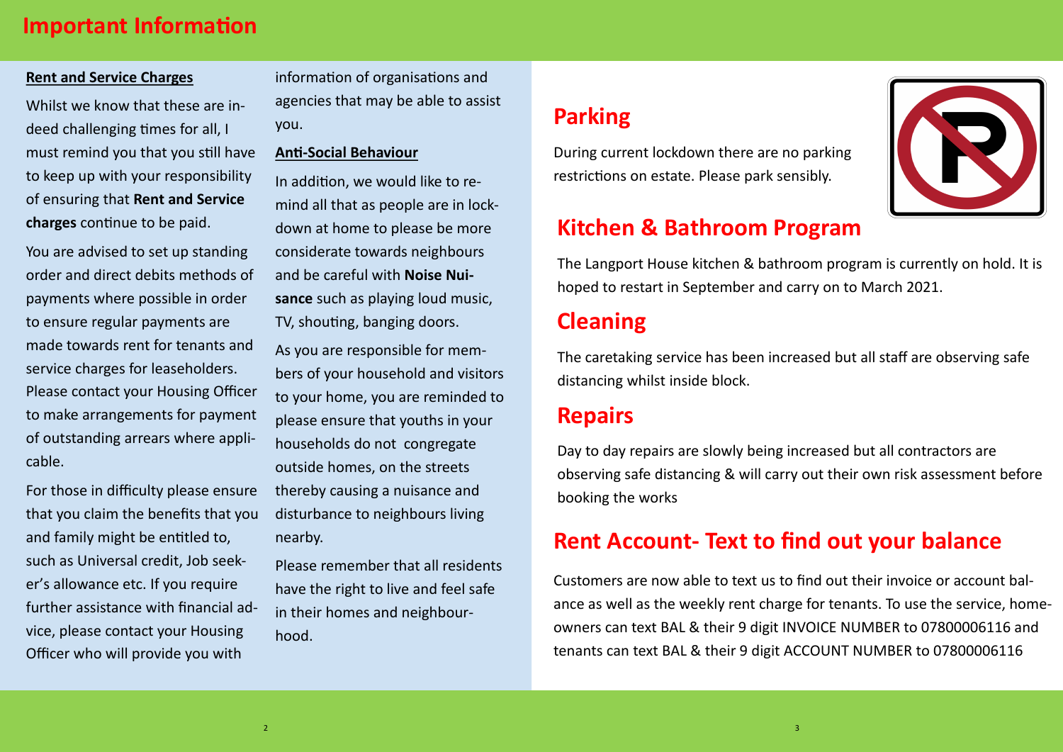# Important Information

### Rent and Service Charges

Whilst we know that these are indeed challenging times for all, I must remind you that you still have to keep up with your responsibility of ensuring that **Rent and Service charges** continue to be paid.

You are advised to set up standing order and direct debits methods of payments where possible in order to ensure regular payments are made towards rent for tenants and service charges for leaseholders. Please contact your Housing Officer to make arrangements for payment of outstanding arrears where applicable.

For those in difficulty please ensure that you claim the benefits that you and family might be entitled to, such as Universal credit, Job seeker's allowance etc. If you require further assistance with financial advice, please contact your Housing Officer who will provide you with information of organisations and agencies that may be able to assist you.

### Anti-Social Behaviour

In addition, we would like to remind all that as people are in lockdown at home to please be more considerate towards neighbours and be careful with **Noise Nuisance** such as playing loud music, TV, shouting, banging doors.

As you are responsible for members of your household and visitors to your home, you are reminded to please ensure that youths in your households do not congregate outside homes, on the streets thereby causing a nuisance and disturbance to neighbours living nearby.

Please remember that all residents have the right to live and feel safe in their homes and neighbourhood.

## Parking

During current lockdown there are no parking restrictions on estate. Please park sensibly.

## Kitchen & Bathroom Program

The Langport House kitchen & bathroom program is currently on hold. It is hoped to restart in September and carry on to March 2021.

## Cleaning

The caretaking service has been increased but all staff are observing safe distancing whilst inside block.

## Repairs

Day to day repairs are slowly being increased but all contractors are observing safe distancing & will carry out their own risk assessment before booking the works

## Rent Account- Text to find out your balance

Customers are now able to text us to find out their invoice or account balance as well as the weekly rent charge for tenants. To use the service, homeowners can text BAL & their 9 digit INVOICE NUMBER to 07800006116 and tenants can text BAL & their 9 digit ACCOUNT NUMBER to 07800006116